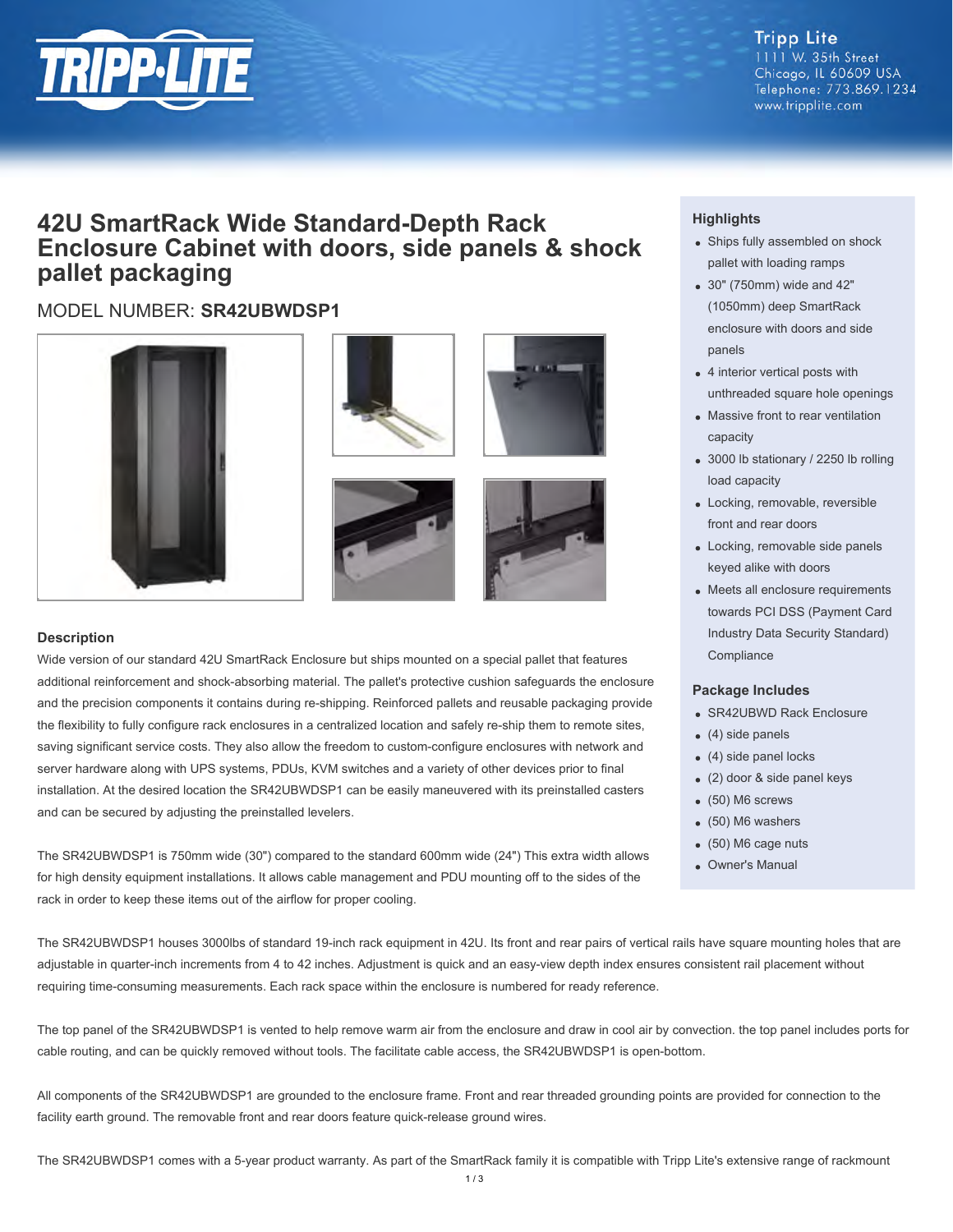Tripp Lite
1111 W. 35th Street
Chicago, IL 60609 USA
Telephone: 773.869.1234
www.tripplite.com

# 42U SmartRack Wide Standard-Depth Rack Enclosure Cabinet with doors, side panels & shock pallet packaging

MODEL NUMBER: **SR42UBWDSP1**

### Highlights

- Ships fully assembled on shock pallet with loading ramps
- 30" (750mm) wide and 42" (1050mm) deep SmartRack enclosure with doors and side panels
- 4 interior vertical posts with unthreaded square hole openings
- Massive front to rear ventilation capacity
- 3000 lb stationary / 2250 lb rolling load capacity
- Locking, removable, reversible front and rear doors
- Locking, removable side panels keyed alike with doors
- Meets all enclosure requirements towards PCI DSS (Payment Card Industry Data Security Standard) Compliance

### Package Includes

- SR42UBWD Rack Enclosure
- (4) side panels
- (4) side panel locks
- (2) door & side panel keys
- (50) M6 screws
- (50) M6 washers
- (50) M6 cage nuts
- Owner's Manual

### Description

Wide version of our standard 42U SmartRack Enclosure but ships mounted on a special pallet that features additional reinforcement and shock-absorbing material. The pallet's protective cushion safeguards the enclosure and the precision components it contains during re-shipping. Reinforced pallets and reusable packaging provide the flexibility to fully configure rack enclosures in a centralized location and safely re-ship them to remote sites, saving significant service costs. They also allow the freedom to custom-configure enclosures with network and server hardware along with UPS systems, PDUs, KVM switches and a variety of other devices prior to final installation. At the desired location the SR42UBWDSP1 can be easily maneuvered with its preinstalled casters and can be secured by adjusting the preinstalled levelers.

The SR42UBWDSP1 is 750mm wide (30") compared to the standard 600mm wide (24") This extra width allows for high density equipment installations. It allows cable management and PDU mounting off to the sides of the rack in order to keep these items out of the airflow for proper cooling.

The SR42UBWDSP1 houses 3000lbs of standard 19-inch rack equipment in 42U. Its front and rear pairs of vertical rails have square mounting holes that are adjustable in quarter-inch increments from 4 to 42 inches. Adjustment is quick and an easy-view depth index ensures consistent rail placement without requiring time-consuming measurements. Each rack space within the enclosure is numbered for ready reference.

The top panel of the SR42UBWDSP1 is vented to help remove warm air from the enclosure and draw in cool air by convection. the top panel includes ports for cable routing, and can be quickly removed without tools. The facilitate cable access, the SR42UBWDSP1 is open-bottom.

All components of the SR42UBWDSP1 are grounded to the enclosure frame. Front and rear threaded grounding points are provided for connection to the facility earth ground. The removable front and rear doors feature quick-release ground wires.

The SR42UBWDSP1 comes with a 5-year product warranty. As part of the SmartRack family it is compatible with Tripp Lite's extensive range of rackmount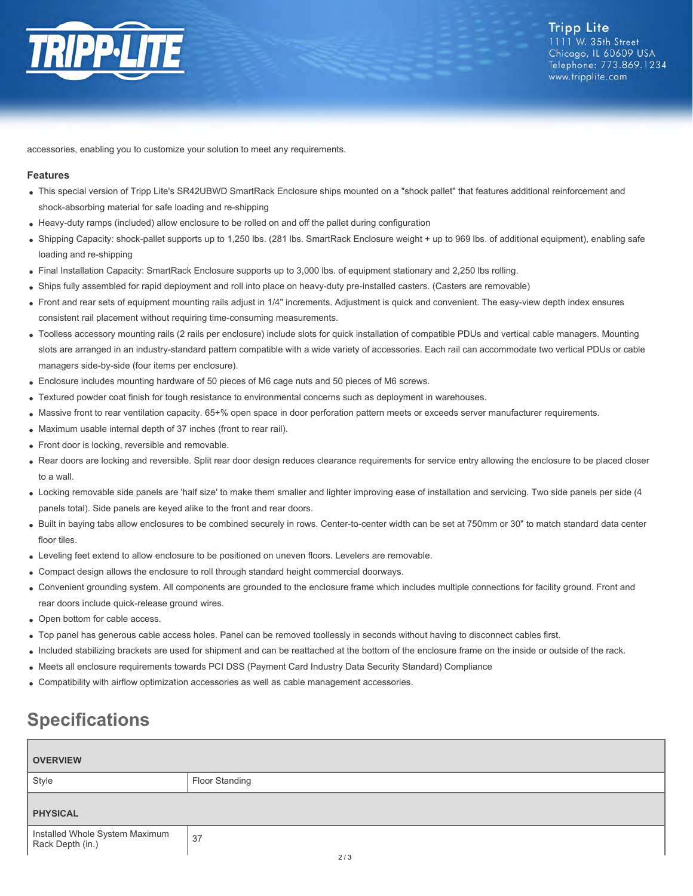accessories, enabling you to customize your solution to meet any requirements.

### Features

- This special version of Tripp Lite's SR42UBWD SmartRack Enclosure ships mounted on a "shock pallet" that features additional reinforcement and shock-absorbing material for safe loading and re-shipping
- Heavy-duty ramps (included) allow enclosure to be rolled on and off the pallet during configuration
- Shipping Capacity: shock-pallet supports up to 1,250 lbs. (281 lbs. SmartRack Enclosure weight + up to 969 lbs. of additional equipment), enabling safe loading and re-shipping
- Final Installation Capacity: SmartRack Enclosure supports up to 3,000 lbs. of equipment stationary and 2,250 lbs rolling.
- Ships fully assembled for rapid deployment and roll into place on heavy-duty pre-installed casters. (Casters are removable)
- Front and rear sets of equipment mounting rails adjust in 1/4" increments. Adjustment is quick and convenient. The easy-view depth index ensures consistent rail placement without requiring time-consuming measurements.
- Toolless accessory mounting rails (2 rails per enclosure) include slots for quick installation of compatible PDUs and vertical cable managers. Mounting slots are arranged in an industry-standard pattern compatible with a wide variety of accessories. Each rail can accommodate two vertical PDUs or cable managers side-by-side (four items per enclosure).
- Enclosure includes mounting hardware of 50 pieces of M6 cage nuts and 50 pieces of M6 screws.
- Textured powder coat finish for tough resistance to environmental concerns such as deployment in warehouses.
- Massive front to rear ventilation capacity. 65+% open space in door perforation pattern meets or exceeds server manufacturer requirements.
- Maximum usable internal depth of 37 inches (front to rear rail).
- Front door is locking, reversible and removable.
- Rear doors are locking and reversible. Split rear door design reduces clearance requirements for service entry allowing the enclosure to be placed closer to a wall.
- Locking removable side panels are 'half size' to make them smaller and lighter improving ease of installation and servicing. Two side panels per side (4 panels total). Side panels are keyed alike to the front and rear doors.
- Built in baying tabs allow enclosures to be combined securely in rows. Center-to-center width can be set at 750mm or 30" to match standard data center floor tiles.
- Leveling feet extend to allow enclosure to be positioned on uneven floors. Levelers are removable.
- Compact design allows the enclosure to roll through standard height commercial doorways.
- Convenient grounding system. All components are grounded to the enclosure frame which includes multiple connections for facility ground. Front and rear doors include quick-release ground wires.
- Open bottom for cable access.
- Top panel has generous cable access holes. Panel can be removed toollessly in seconds without having to disconnect cables first.
- Included stabilizing brackets are used for shipment and can be reattached at the bottom of the enclosure frame on the inside or outside of the rack.
- Meets all enclosure requirements towards PCI DSS (Payment Card Industry Data Security Standard) Compliance
- Compatibility with airflow optimization accessories as well as cable management accessories.

## Specifications

| **OVERVIEW** | |
|---|---|
| Style | Floor Standing |
| **PHYSICAL** | |
| Installed Whole System Maximum Rack Depth (in.) | 37 |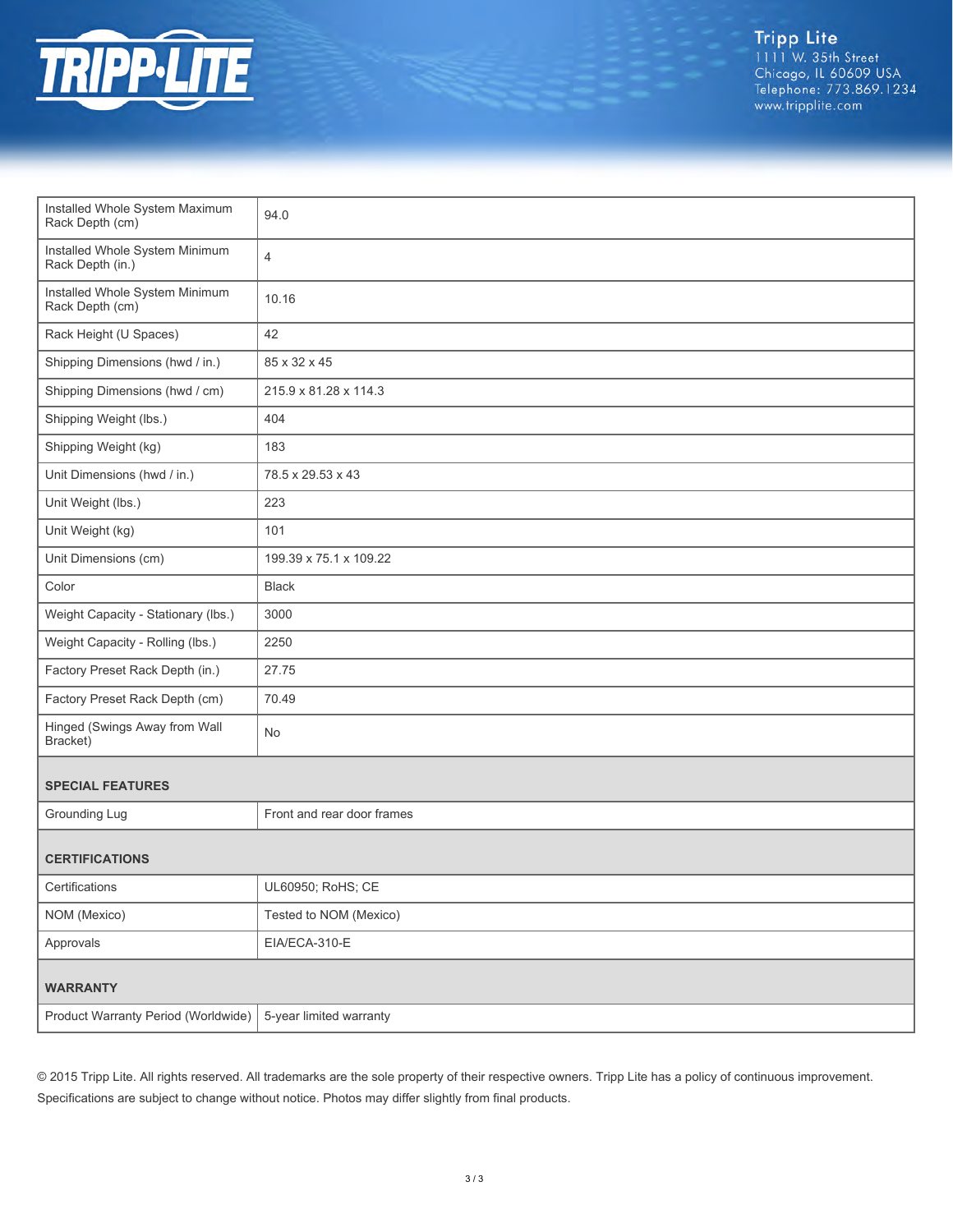| | |
|---|---|
| Installed Whole System Maximum Rack Depth (cm) | 94.0 |
| Installed Whole System Minimum Rack Depth (in.) | 4 |
| Installed Whole System Minimum Rack Depth (cm) | 10.16 |
| Rack Height (U Spaces) | 42 |
| Shipping Dimensions (hwd / in.) | 85 x 32 x 45 |
| Shipping Dimensions (hwd / cm) | 215.9 x 81.28 x 114.3 |
| Shipping Weight (lbs.) | 404 |
| Shipping Weight (kg) | 183 |
| Unit Dimensions (hwd / in.) | 78.5 x 29.53 x 43 |
| Unit Weight (lbs.) | 223 |
| Unit Weight (kg) | 101 |
| Unit Dimensions (cm) | 199.39 x 75.1 x 109.22 |
| Color | Black |
| Weight Capacity - Stationary (lbs.) | 3000 |
| Weight Capacity - Rolling (lbs.) | 2250 |
| Factory Preset Rack Depth (in.) | 27.75 |
| Factory Preset Rack Depth (cm) | 70.49 |
| Hinged (Swings Away from Wall Bracket) | No |
| **SPECIAL FEATURES** | |
| Grounding Lug | Front and rear door frames |
| **CERTIFICATIONS** | |
| Certifications | UL60950; RoHS; CE |
| NOM (Mexico) | Tested to NOM (Mexico) |
| Approvals | EIA/ECA-310-E |
| **WARRANTY** | |
| Product Warranty Period (Worldwide) | 5-year limited warranty |

© 2015 Tripp Lite. All rights reserved. All trademarks are the sole property of their respective owners. Tripp Lite has a policy of continuous improvement. Specifications are subject to change without notice. Photos may differ slightly from final products.